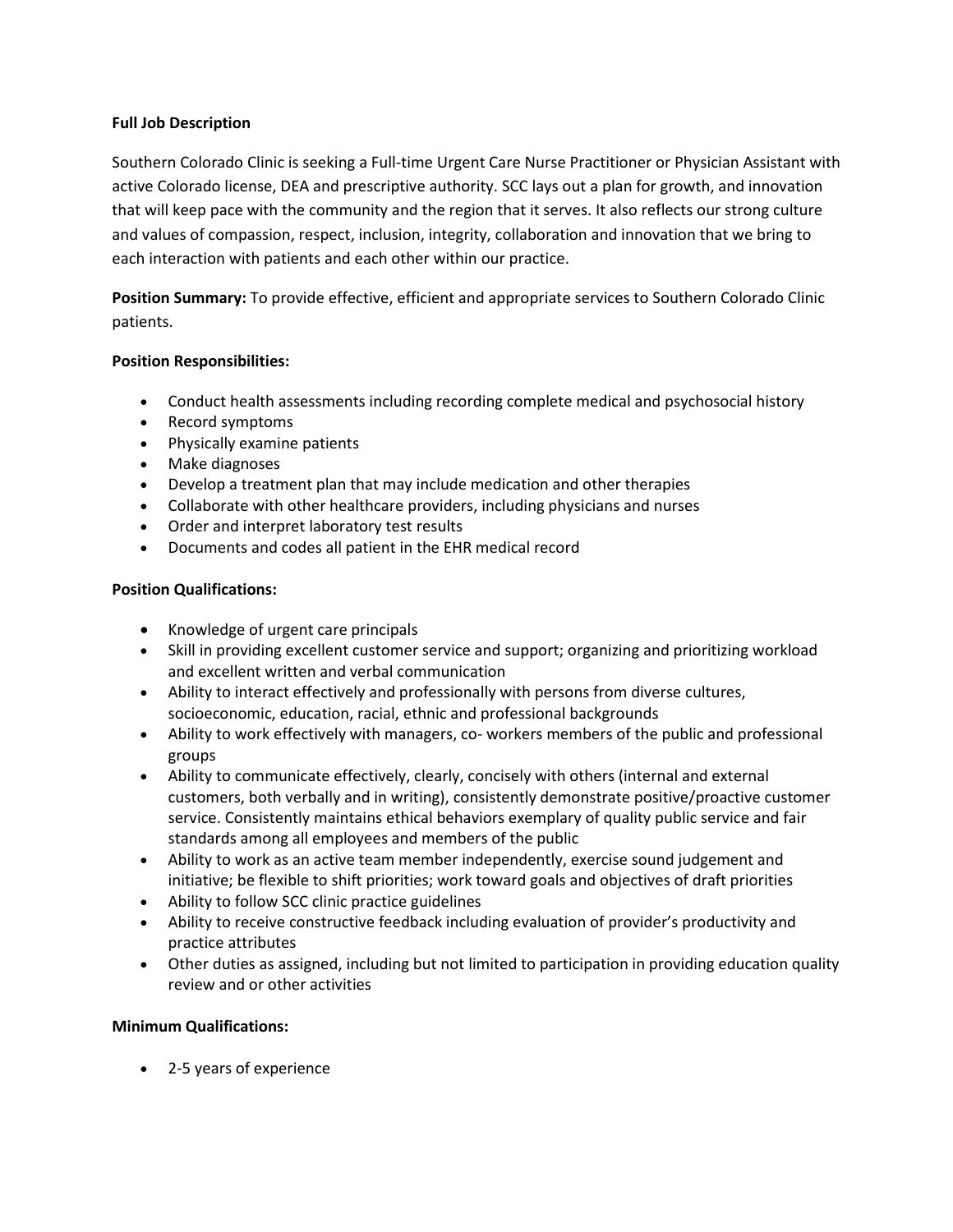**Full Job Description**

Southern Colorado Clinic is seeking a Full-time Urgent Care Nurse Practitioner or Physician Assistant with active Colorado license, DEA and prescriptive authority. SCC lays out a plan for growth, and innovation that will keep pace with the community and the region that it serves. It also reflects our strong culture and values of compassion, respect, inclusion, integrity, collaboration and innovation that we bring to each interaction with patients and each other within our practice.

**Position Summary:** To provide effective, efficient and appropriate services to Southern Colorado Clinic patients.

**Position Responsibilities:**

- Conduct health assessments including recording complete medical and psychosocial history
- Record symptoms
- Physically examine patients
- Make diagnoses
- Develop a treatment plan that may include medication and other therapies
- Collaborate with other healthcare providers, including physicians and nurses
- Order and interpret laboratory test results
- Documents and codes all patient in the EHR medical record

**Position Qualifications:**

- Knowledge of urgent care principals
- Skill in providing excellent customer service and support; organizing and prioritizing workload and excellent written and verbal communication
- Ability to interact effectively and professionally with persons from diverse cultures, socioeconomic, education, racial, ethnic and professional backgrounds
- Ability to work effectively with managers, co- workers members of the public and professional groups
- Ability to communicate effectively, clearly, concisely with others (internal and external customers, both verbally and in writing), consistently demonstrate positive/proactive customer service. Consistently maintains ethical behaviors exemplary of quality public service and fair standards among all employees and members of the public
- Ability to work as an active team member independently, exercise sound judgement and initiative; be flexible to shift priorities; work toward goals and objectives of draft priorities
- Ability to follow SCC clinic practice guidelines
- Ability to receive constructive feedback including evaluation of provider's productivity and practice attributes
- Other duties as assigned, including but not limited to participation in providing education quality review and or other activities

**Minimum Qualifications:**

- 2-5 years of experience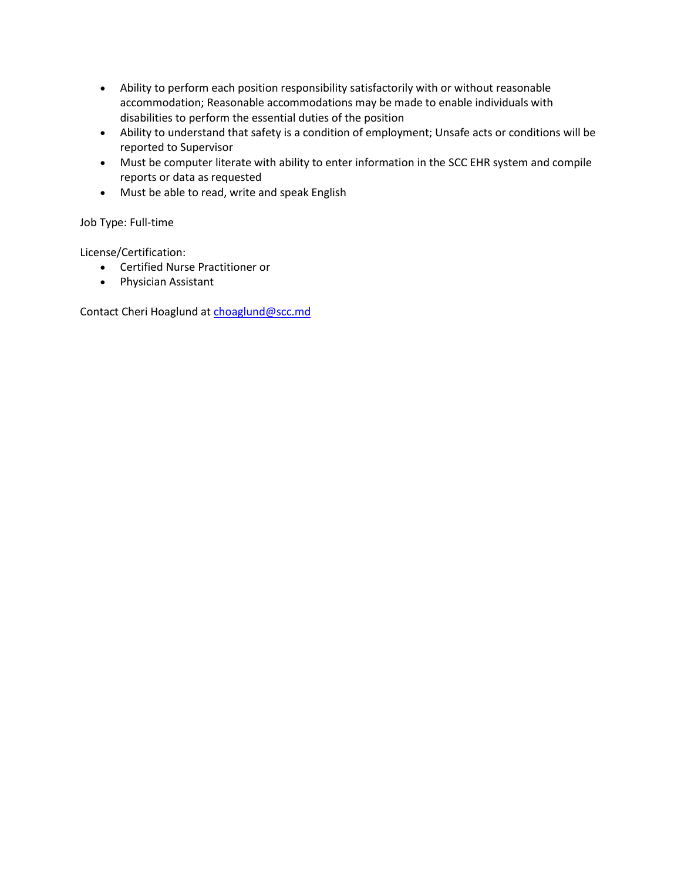- Ability to perform each position responsibility satisfactorily with or without reasonable accommodation; Reasonable accommodations may be made to enable individuals with disabilities to perform the essential duties of the position
- Ability to understand that safety is a condition of employment; Unsafe acts or conditions will be reported to Supervisor
- Must be computer literate with ability to enter information in the SCC EHR system and compile reports or data as requested
- Must be able to read, write and speak English

Job Type: Full-time

License/Certification:

- Certified Nurse Practitioner or
- Physician Assistant

Contact Cheri Hoaglund at choaglund@scc.md